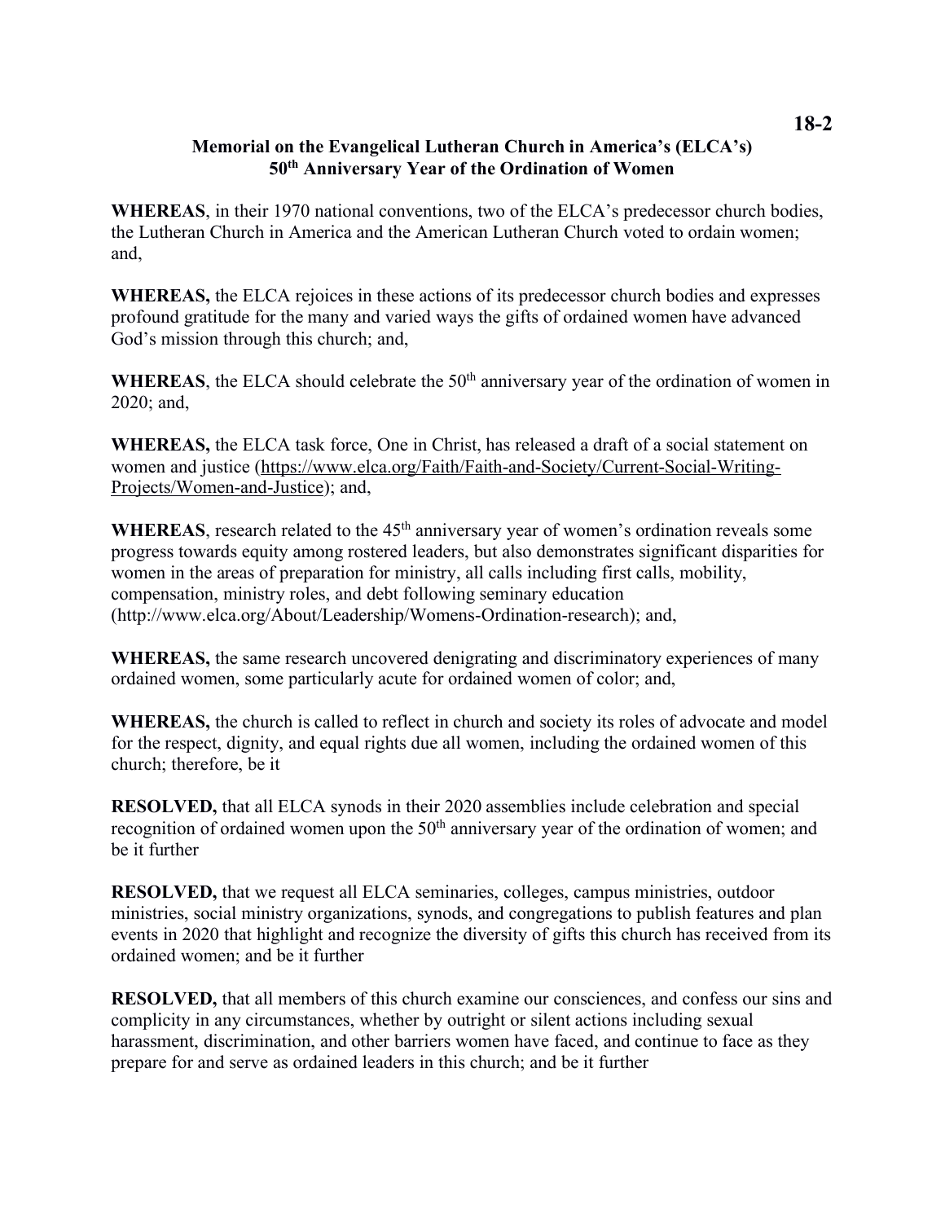18-2

# Memorial on the Evangelical Lutheran Church in America's (ELCA's) 50th Anniversary Year of the Ordination of Women

**WHEREAS**, in their 1970 national conventions, two of the ELCA's predecessor church bodies, the Lutheran Church in America and the American Lutheran Church voted to ordain women; and,

**WHEREAS,** the ELCA rejoices in these actions of its predecessor church bodies and expresses profound gratitude for the many and varied ways the gifts of ordained women have advanced God's mission through this church; and,

**WHEREAS**, the ELCA should celebrate the 50th anniversary year of the ordination of women in 2020; and,

**WHEREAS,** the ELCA task force, One in Christ, has released a draft of a social statement on women and justice (https://www.elca.org/Faith/Faith-and-Society/Current-Social-Writing-Projects/Women-and-Justice); and,

**WHEREAS**, research related to the 45th anniversary year of women's ordination reveals some progress towards equity among rostered leaders, but also demonstrates significant disparities for women in the areas of preparation for ministry, all calls including first calls, mobility, compensation, ministry roles, and debt following seminary education (http://www.elca.org/About/Leadership/Womens-Ordination-research); and,

**WHEREAS,** the same research uncovered denigrating and discriminatory experiences of many ordained women, some particularly acute for ordained women of color; and,

**WHEREAS,** the church is called to reflect in church and society its roles of advocate and model for the respect, dignity, and equal rights due all women, including the ordained women of this church; therefore, be it

**RESOLVED,** that all ELCA synods in their 2020 assemblies include celebration and special recognition of ordained women upon the 50th anniversary year of the ordination of women; and be it further

**RESOLVED,** that we request all ELCA seminaries, colleges, campus ministries, outdoor ministries, social ministry organizations, synods, and congregations to publish features and plan events in 2020 that highlight and recognize the diversity of gifts this church has received from its ordained women; and be it further

**RESOLVED,** that all members of this church examine our consciences, and confess our sins and complicity in any circumstances, whether by outright or silent actions including sexual harassment, discrimination, and other barriers women have faced, and continue to face as they prepare for and serve as ordained leaders in this church; and be it further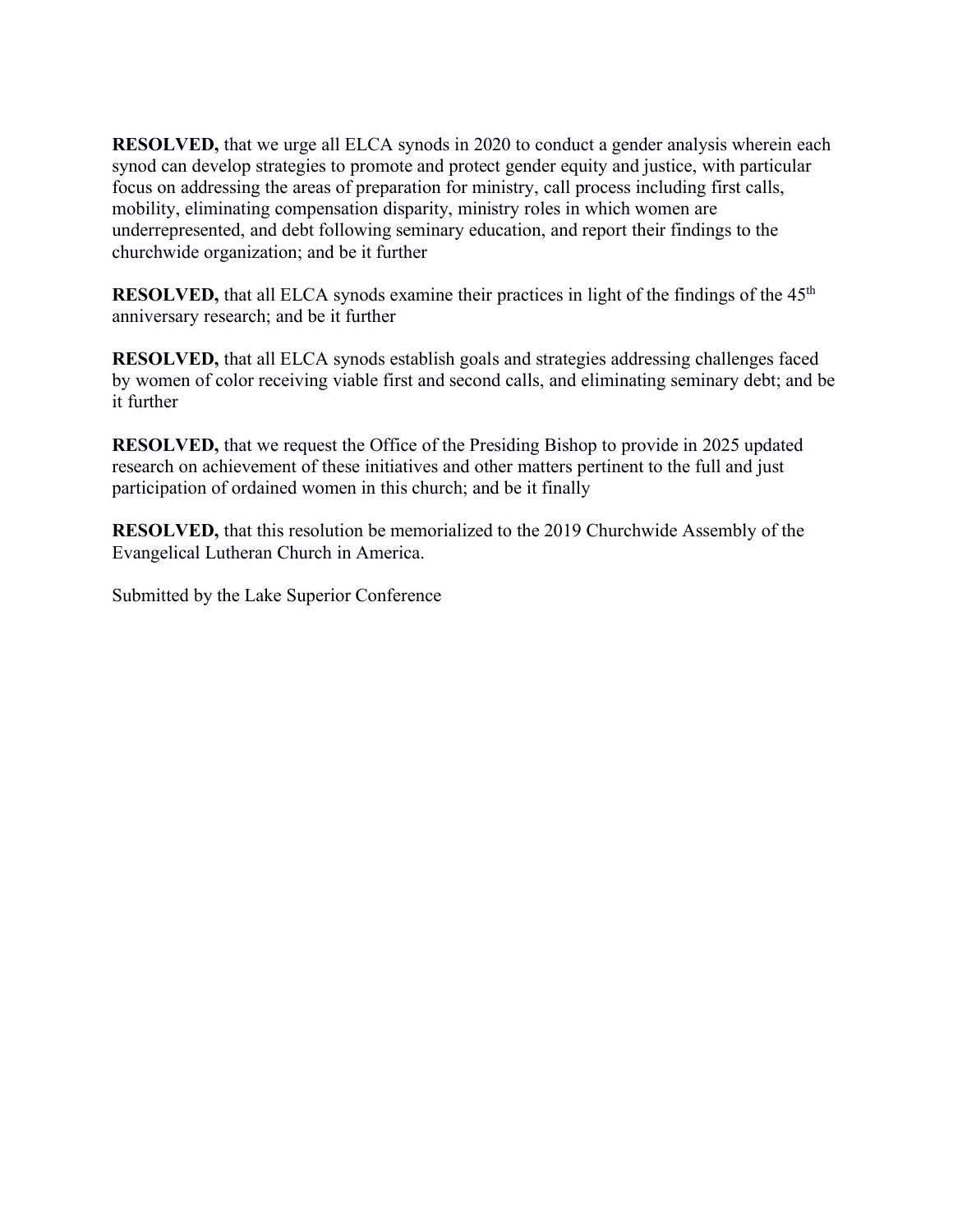**RESOLVED,** that we urge all ELCA synods in 2020 to conduct a gender analysis wherein each synod can develop strategies to promote and protect gender equity and justice, with particular focus on addressing the areas of preparation for ministry, call process including first calls, mobility, eliminating compensation disparity, ministry roles in which women are underrepresented, and debt following seminary education, and report their findings to the churchwide organization; and be it further

**RESOLVED,** that all ELCA synods examine their practices in light of the findings of the 45th anniversary research; and be it further

**RESOLVED,** that all ELCA synods establish goals and strategies addressing challenges faced by women of color receiving viable first and second calls, and eliminating seminary debt; and be it further

**RESOLVED,** that we request the Office of the Presiding Bishop to provide in 2025 updated research on achievement of these initiatives and other matters pertinent to the full and just participation of ordained women in this church; and be it finally

**RESOLVED,** that this resolution be memorialized to the 2019 Churchwide Assembly of the Evangelical Lutheran Church in America.

Submitted by the Lake Superior Conference